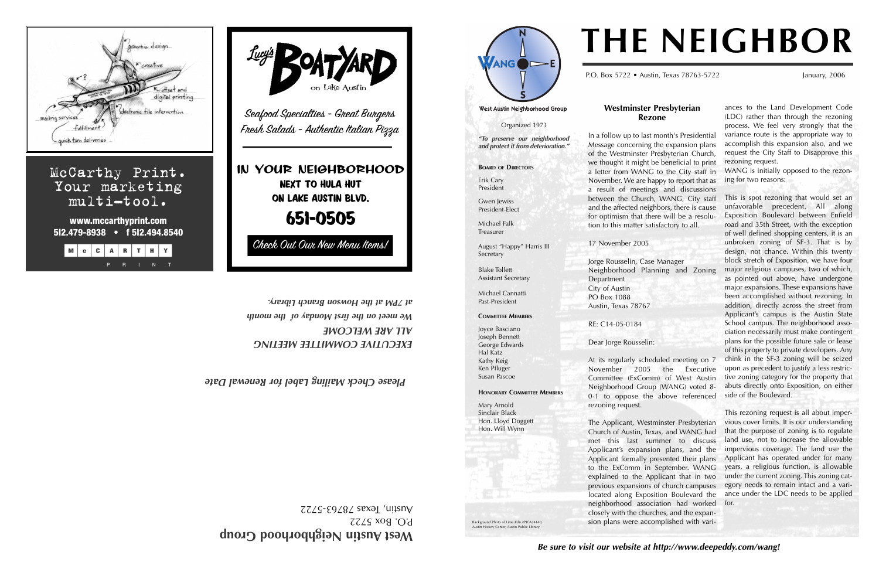graphic design

creative

?

offset and digital printing

electronic file intervention

mailing services

fulfillment

quick turn deliveries

McCarthy Print. Your marketing multi-tool.

www.mccarthyprint.com

512.479-8938 • f 512.494.8540

McCARTHY PRINT

Lucy's BOATYARD on Lake Austin

Seafood Specialties - Great Burgers

Fresh Salads - Authentic Italian Pizza

IN YOUR NEIGHBORHOOD

NEXT TO HULA HUT

ON LAKE AUSTIN BLVD.

651-0505

Check Out Our New Menu Items!

*EXECUTIVE COMMITTEE MEETING*

*ALL ARE WELCOME*

*We meet on the first Monday of the month at 7PM at the Howson Branch Library.*

*Please Check Mailing Label for Renewal Date*

**West Austin Neighborhood Group**

P.O. Box 5722

Austin, Texas 78763-5722

# THE NEIGHBOR

P.O. Box 5722 • Austin, Texas 78763-5722

January, 2006

**West Austin Neighborhood Group**

Organized 1973

***"To preserve our neighborhood and protect it from deterioration."***

**BOARD OF DIRECTORS**

Erik Cary
President

Gwen Jewiss
President-Elect

Michael Falk
Treasurer

August "Happy" Harris III
Secretary

Blake Tollett
Assistant Secretary

Michael Cannatti
Past-President

**COMMITTEE MEMBERS**

Joyce Basciano
Joseph Bennett
George Edwards
Hal Katz
Kathy Keig
Ken Pfluger
Susan Pascoe

**HONORARY COMMITTEE MEMBERS**

Mary Arnold
Sinclair Black
Hon. Lloyd Doggett
Hon. Will Wynn

Background Photo of Lime Kiln #PICA24140, Austin History Center, Austin Public Library

## Westminster Presbyterian Rezone

In a follow up to last month's Presidential Message concerning the expansion plans of the Westminster Presbyterian Church, we thought it might be beneficial to print a letter from WANG to the City staff in November. We are happy to report that as a result of meetings and discussions between the Church, WANG, City staff and the affected neighbors, there is cause for optimism that there will be a resolution to this matter satisfactory to all.

17 November 2005

Jorge Rousselin, Case Manager
Neighborhood Planning and Zoning Department
City of Austin
PO Box 1088
Austin, Texas 78767

RE: C14-05-0184

Dear Jorge Rousselin:

At its regularly scheduled meeting on 7 November 2005 the Executive Committee (ExComm) of West Austin Neighborhood Group (WANG) voted 8-0-1 to oppose the above referenced rezoning request.

The Applicant, Westminster Presbyterian Church of Austin, Texas, and WANG had met this last summer to discuss Applicant's expansion plans, and the Applicant formally presented their plans to the ExComm in September. WANG explained to the Applicant that in two previous expansions of church campuses located along Exposition Boulevard the neighborhood association had worked closely with the churches, and the expansion plans were accomplished with variances to the Land Development Code (LDC) rather than through the rezoning process. We feel very strongly that the variance route is the appropriate way to accomplish this expansion also, and we request the City Staff to Disapprove this rezoning request.

WANG is initially opposed to the rezoning for two reasons:

This is spot rezoning that would set an unfavorable precedent. All along Exposition Boulevard between Enfield road and 35th Street, with the exception of well defined shopping centers, it is an unbroken zoning of SF-3. That is by design, not chance. Within this twenty block stretch of Exposition, we have four major religious campuses, two of which, as pointed out above, have undergone major expansions. These expansions have been accomplished without rezoning. In addition, directly across the street from Applicant's campus is the Austin State School campus. The neighborhood association necessarily must make contingent plans for the possible future sale or lease of this property to private developers. Any chink in the SF-3 zoning will be seized upon as precedent to justify a less restrictive zoning category for the property that abuts directly onto Exposition, on either side of the Boulevard.

This rezoning request is all about impervious cover limits. It is our understanding that the purpose of zoning is to regulate land use, not to increase the allowable impervious coverage. The land use the Applicant has operated under for many years, a religious function, is allowable under the current zoning. This zoning category needs to remain intact and a variance under the LDC needs to be applied for.

***Be sure to visit our website at http://www.deepeddy.com/wang!***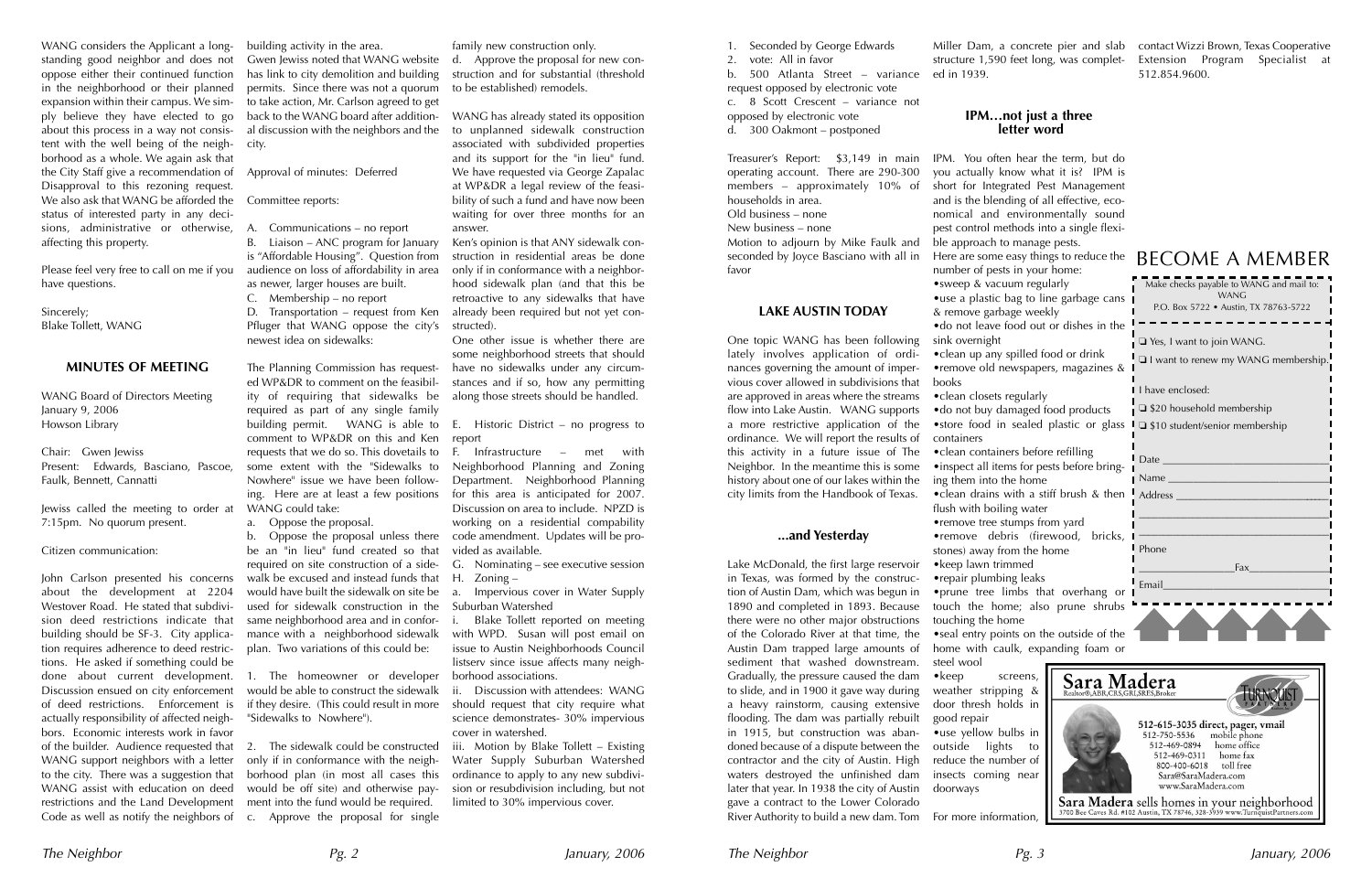WANG considers the Applicant a longstanding good neighbor and does not oppose either their continued function in the neighborhood or their planned expansion within their campus. We simply believe they have elected to go about this process in a way not consistent with the well being of the neighborhood as a whole. We again ask that the City Staff give a recommendation of Disapproval to this rezoning request. We also ask that WANG be afforded the status of interested party in any decisions, administrative or otherwise, affecting this property.

Please feel very free to call on me if you have questions.

Sincerely;
Blake Tollett, WANG

## MINUTES OF MEETING

WANG Board of Directors Meeting
January 9, 2006
Howson Library

Chair: Gwen Jewiss
Present: Edwards, Basciano, Pascoe, Faulk, Bennett, Cannatti

Jewiss called the meeting to order at 7:15pm. No quorum present.

Citizen communication:

John Carlson presented his concerns about the development at 2204 Westover Road. He stated that subdivision deed restrictions indicate that building should be SF-3. City application requires adherence to deed restrictions. He asked if something could be done about current development. Discussion ensued on city enforcement of deed restrictions. Enforcement is actually responsibility of affected neighbors. Economic interests work in favor of the builder. Audience requested that WANG support neighbors with a letter to the city. There was a suggestion that WANG assist with education on deed restrictions and the Land Development Code as well as notify the neighbors of building activity in the area. Gwen Jewiss noted that WANG website has link to city demolition and building permits. Since there was not a quorum to take action, Mr. Carlson agreed to get back to the WANG board after additional discussion with the neighbors and the city.

Approval of minutes: Deferred

Committee reports:

A. Communications – no report
B. Liaison – ANC program for January is "Affordable Housing". Question from audience on loss of affordability in area as newer, larger houses are built.
C. Membership – no report
D. Transportation – request from Ken Pfluger that WANG oppose the city's newest idea on sidewalks:

The Planning Commission has requested WP&DR to comment on the feasibility of requiring that sidewalks be required as part of any single family building permit. WANG is able to comment to WP&DR on this and Ken requests that we do so. This dovetails to some extent with the "Sidewalks to Nowhere" issue we have been following. Here are at least a few positions WANG could take:

a. Oppose the proposal.
b. Oppose the proposal unless there be an "in lieu" fund created so that required on site construction of a sidewalk be excused and instead funds that would have built the sidewalk on site be used for sidewalk construction in the same neighborhood area and in conformance with a neighborhood sidewalk plan. Two variations of this could be:

1. The homeowner or developer would be able to construct the sidewalk if they desire. (This could result in more "Sidewalks to Nowhere").

2. The sidewalk could be constructed only if in conformance with the neighborhood plan (in most all cases this would be off site) and otherwise payment into the fund would be required.
c. Approve the proposal for single family new construction only.
d. Approve the proposal for new construction and for substantial (threshold to be established) remodels.

WANG has already stated its opposition to unplanned sidewalk construction associated with subdivided properties and its support for the "in lieu" fund. We have requested via George Zapalac at WP&DR a legal review of the feasibility of such a fund and have now been waiting for over three months for an answer.
Ken's opinion is that ANY sidewalk construction in residential areas be done only if in conformance with a neighborhood sidewalk plan (and that this be retroactive to any sidewalks that have already been required but not yet constructed).
One other issue is whether there are some neighborhood streets that should have no sidewalks under any circumstances and if so, how any permitting along those streets should be handled.

E. Historic District – no progress to report
F. Infrastructure – met with Neighborhood Planning and Zoning Department. Neighborhood Planning for this area is anticipated for 2007. Discussion on area to include. NPZD is working on a residential compability code amendment. Updates will be provided as available.
G. Nominating – see executive session
H. Zoning –
a. Impervious cover in Water Supply Suburban Watershed
i. Blake Tollett reported on meeting with WPD. Susan will post email on issue to Austin Neighborhoods Council listserv since issue affects many neighborhood associations.
ii. Discussion with attendees: WANG should request that city require what science demonstrates- 30% impervious cover in watershed.
iii. Motion by Blake Tollett – Existing Water Supply Suburban Watershed ordinance to apply to any new subdivision or resubdivision including, but not limited to 30% impervious cover.

1. Seconded by George Edwards
2. vote: All in favor

b. 500 Atlanta Street – variance request opposed by electronic vote
c. 8 Scott Crescent – variance not opposed by electronic vote
d. 300 Oakmont – postponed

Treasurer's Report: $3,149 in main operating account. There are 290-300 members – approximately 10% of households in area.
Old business – none
New business – none
Motion to adjourn by Mike Faulk and seconded by Joyce Basciano with all in favor

## LAKE AUSTIN TODAY

One topic WANG has been following lately involves application of ordinances governing the amount of impervious cover allowed in subdivisions that are approved in areas where the streams flow into Lake Austin. WANG supports a more restrictive application of the ordinance. We will report the results of this activity in a future issue of The Neighbor. In the meantime this is some history about one of our lakes within the city limits from the Handbook of Texas.

## ...and Yesterday

Lake McDonald, the first large reservoir in Texas, was formed by the construction of Austin Dam, which was begun in 1890 and completed in 1893. Because there were no other major obstructions of the Colorado River at that time, the Austin Dam trapped large amounts of sediment that washed downstream. Gradually, the pressure caused the dam to slide, and in 1900 it gave way during a heavy rainstorm, causing extensive flooding. The dam was partially rebuilt in 1915, but construction was abandoned because of a dispute between the contractor and the city of Austin. High waters destroyed the unfinished dam later that year. In 1938 the city of Austin gave a contract to the Lower Colorado River Authority to build a new dam. Tom Miller Dam, a concrete pier and slab structure 1,590 feet long, was completed in 1939.

## IPM…not just a three letter word

IPM. You often hear the term, but do you actually know what it is? IPM is short for Integrated Pest Management and is the blending of all effective, economical and environmentally sound pest control methods into a single flexible approach to manage pests.
Here are some easy things to reduce the number of pests in your home:
•sweep & vacuum regularly
•use a plastic bag to line garbage cans & remove garbage weekly
•do not leave food out or dishes in the sink overnight
•clean up any spilled food or drink
•remove old newspapers, magazines & books
•clean closets regularly
•do not buy damaged food products
•store food in sealed plastic or glass containers
•clean containers before refilling
•inspect all items for pests before bringing them into the home
•clean drains with a stiff brush & then flush with boiling water
•remove tree stumps from yard
•remove debris (firewood, bricks, stones) away from the home
•keep lawn trimmed
•repair plumbing leaks
•prune tree limbs that overhang or touch the home; also prune shrubs touching the home
•seal entry points on the outside of the home with caulk, expanding foam or steel wool
•keep screens, weather stripping & door thresh holds in good repair
•use yellow bulbs in outside lights to reduce the number of insects coming near doorways

For more information, contact Wizzi Brown, Texas Cooperative Extension Program Specialist at 512.854.9600.

## BECOME A MEMBER

Make checks payable to WANG and mail to:
WANG
P.O. Box 5722 • Austin, TX 78763-5722

❑ Yes, I want to join WANG.
❑ I want to renew my WANG membership.

I have enclosed:
❑ $20 household membership
❑ $10 student/senior membership

Date ____________
Name ____________
Address ____________
____________
Phone
____________ Fax ____________
Email ____________

**Sara Madera**
Realtor®,ABR,CRS,GRI,SRES,Broker
TURNQUIST PARTNERS

512-615-3035 direct, pager, vmail
512-750-5536 mobile phone
512-469-0894 home office
512-469-0311 home fax
800-400-6018 toll free
Sara@SaraMadera.com
www.SaraMadera.com

**Sara Madera** sells homes in your neighborhood
3700 Bee Caves Rd. #102 Austin, TX 78746, 328-3939 www.TurnquistPartners.com